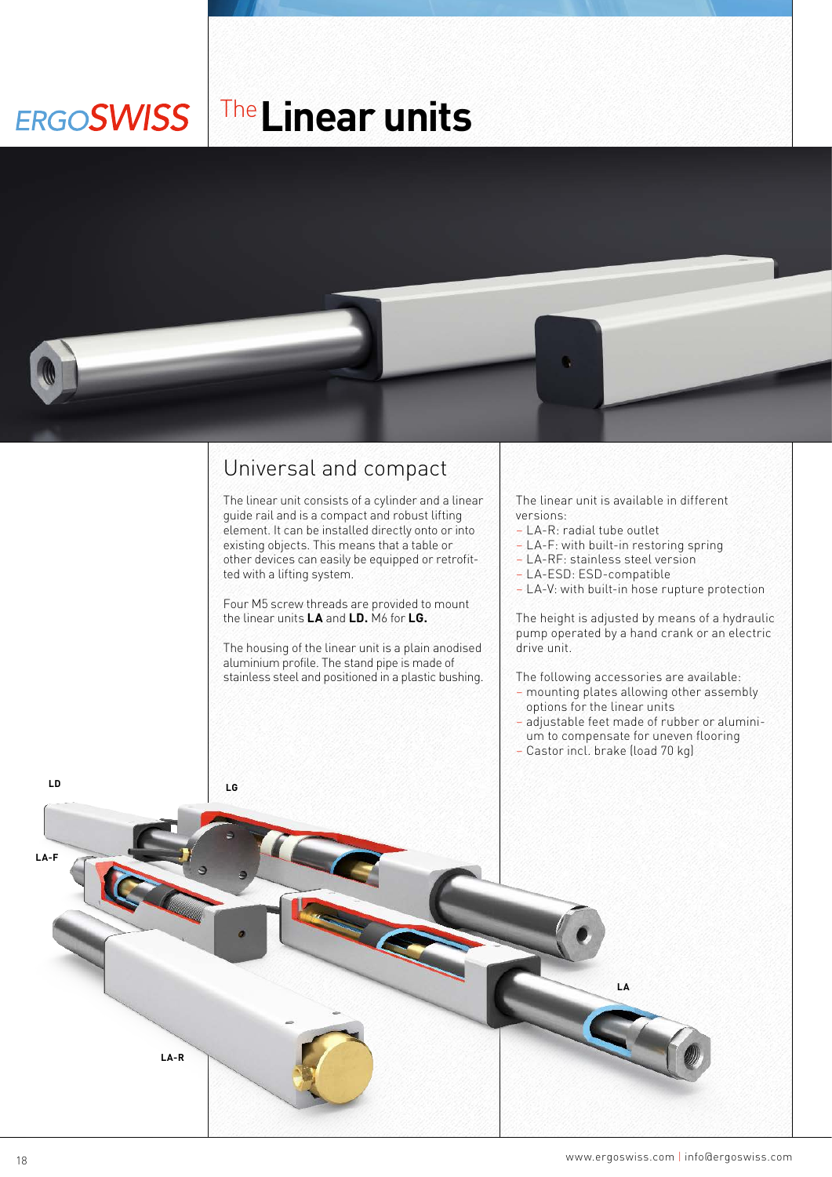ERGOSWISS

# The Linear units

## Universal and compact

The linear unit consists of a cylinder and a linear guide rail and is a compact and robust lifting element. It can be installed directly onto or into existing objects. This means that a table or other devices can easily be equipped or retrofitted with a lifting system.

Four M5 screw threads are provided to mount the linear units **LA** and **LD.** M6 for **LG.**

The housing of the linear unit is a plain anodised aluminium profile. The stand pipe is made of stainless steel and positioned in a plastic bushing.

The linear unit is available in different versions:

- LA-R: radial tube outlet
- LA-F: with built-in restoring spring
- LA-RF: stainless steel version
- LA-ESD: ESD-compatible
- LA-V: with built-in hose rupture protection

The height is adjusted by means of a hydraulic pump operated by a hand crank or an electric drive unit.

The following accessories are available:

- mounting plates allowing other assembly options for the linear units
- adjustable feet made of rubber or aluminium to compensate for uneven flooring
- Castor incl. brake (load 70 kg)

LD

LG

LA-F

LA

LA-R

www.ergoswiss.com | info@ergoswiss.com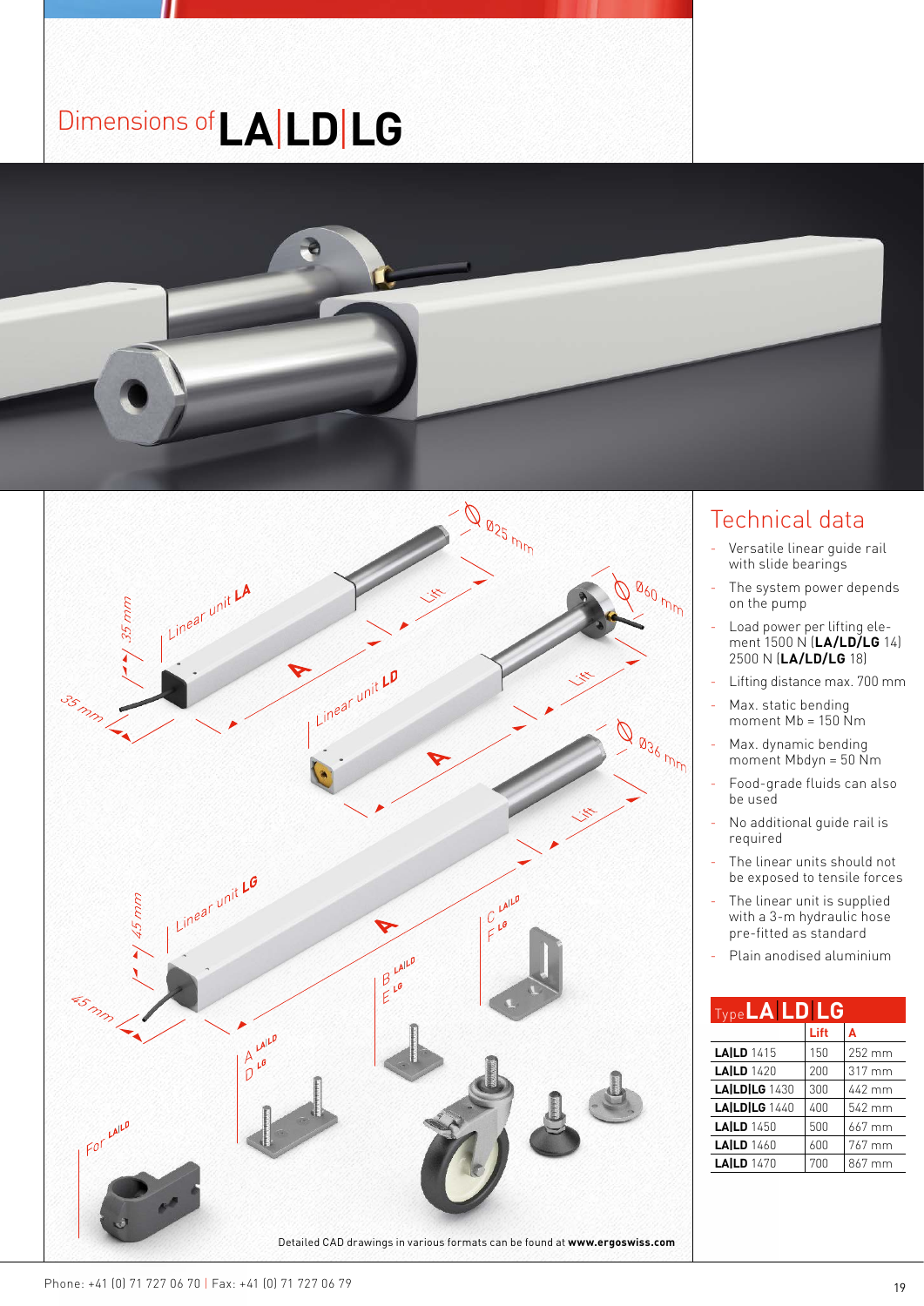# Dimensions of LA|LD|LG

Linear unit LA

35 mm

35 mm

Ø25 mm

Lift

A

Linear unit LD

Ø60 mm

Lift

A

Linear unit LG

45 mm

45 mm

Ø36 mm

Lift

A

A LA|LD
D LG

B LA|LD
E LG

C LA|LD
F LG

For LA|LD

Detailed CAD drawings in various formats can be found at **www.ergoswiss.com**

## Technical data

- Versatile linear guide rail with slide bearings
- The system power depends on the pump
- Load power per lifting element 1500 N (**LA/LD/LG** 14) 2500 N (**LA/LD/LG** 18)
- Lifting distance max. 700 mm
- Max. static bending moment Mb = 150 Nm
- Max. dynamic bending moment Mbdyn = 50 Nm
- Food-grade fluids can also be used
- No additional guide rail is required
- The linear units should not be exposed to tensile forces
- The linear unit is supplied with a 3-m hydraulic hose pre-fitted as standard
- Plain anodised aluminium

| Type LA\|LD\|LG | Lift | A |
|---|---|---|
| **LA\|LD** 1415 | 150 | 252 mm |
| **LA\|LD** 1420 | 200 | 317 mm |
| **LA\|LD\|LG** 1430 | 300 | 442 mm |
| **LA\|LD\|LG** 1440 | 400 | 542 mm |
| **LA\|LD** 1450 | 500 | 667 mm |
| **LA\|LD** 1460 | 600 | 767 mm |
| **LA\|LD** 1470 | 700 | 867 mm |

Phone: +41 (0) 71 727 06 70 | Fax: +41 (0) 71 727 06 79